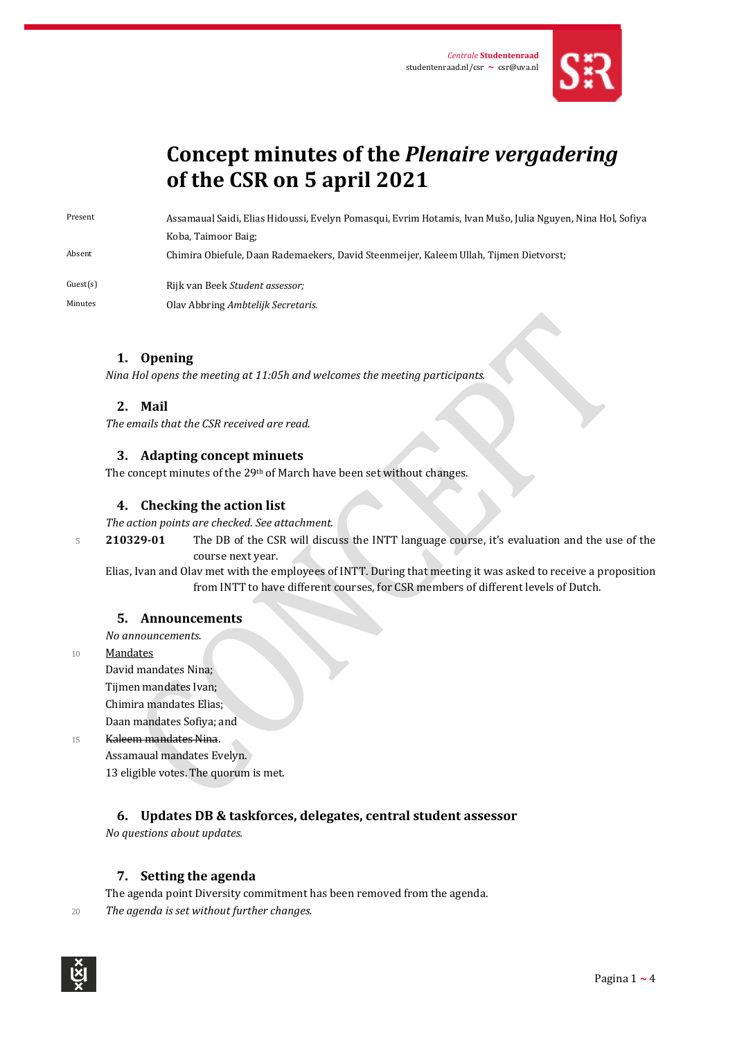Centrale Studentenraad
studentenraad.nl/csr ~ csr@uva.nl

# Concept minutes of the *Plenaire vergadering* of the CSR on 5 april 2021

| | |
|---|---|
| Present | Assamaual Saidi, Elias Hidoussi, Evelyn Pomasqui, Evrim Hotamis, Ivan Mušo, Julia Nguyen, Nina Hol, Sofiya Koba, Taimoor Baig; |
| Absent | Chimira Obiefule, Daan Rademaekers, David Steenmeijer, Kaleem Ullah, Tijmen Dietvorst; |
| Guest(s) | Rijk van Beek *Student assessor;* |
| Minutes | Olav Abbring *Ambtelijk Secretaris.* |

## 1. Opening

*Nina Hol opens the meeting at 11:05h and welcomes the meeting participants.*

## 2. Mail

*The emails that the CSR received are read.*

## 3. Adapting concept minuets

The concept minutes of the 29th of March have been set without changes.

## 4. Checking the action list

*The action points are checked. See attachment.*

**210329-01** The DB of the CSR will discuss the INTT language course, it's evaluation and the use of the course next year.

Elias, Ivan and Olav met with the employees of INTT. During that meeting it was asked to receive a proposition from INTT to have different courses, for CSR members of different levels of Dutch.

## 5. Announcements

*No announcements.*

Mandates

David mandates Nina;
Tijmen mandates Ivan;
Chimira mandates Elias;
Daan mandates Sofiya; and
~~Kaleem mandates Nina.~~
Assamaual mandates Evelyn.
13 eligible votes. The quorum is met.

## 6. Updates DB & taskforces, delegates, central student assessor

*No questions about updates.*

## 7. Setting the agenda

The agenda point Diversity commitment has been removed from the agenda.
*The agenda is set without further changes.*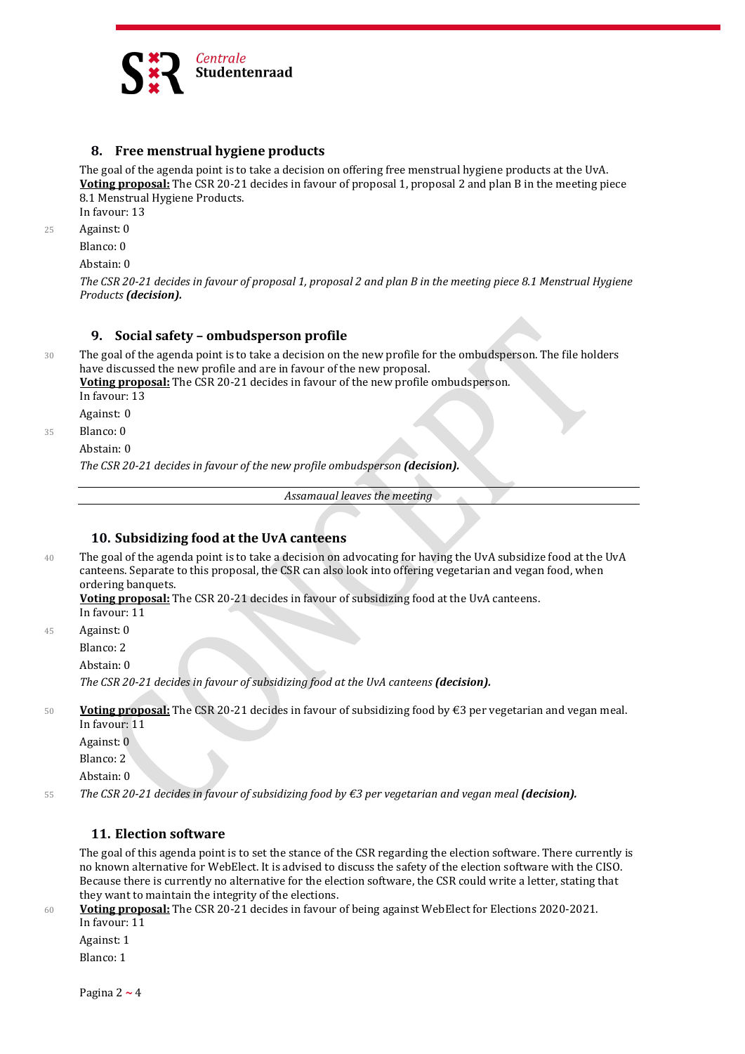## 8. Free menstrual hygiene products

The goal of the agenda point is to take a decision on offering free menstrual hygiene products at the UvA.
**Voting proposal:** The CSR 20-21 decides in favour of proposal 1, proposal 2 and plan B in the meeting piece 8.1 Menstrual Hygiene Products.
In favour: 13
Against: 0
Blanco: 0
Abstain: 0

*The CSR 20-21 decides in favour of proposal 1, proposal 2 and plan B in the meeting piece 8.1 Menstrual Hygiene Products* ***(decision).***

## 9. Social safety – ombudsperson profile

The goal of the agenda point is to take a decision on the new profile for the ombudsperson. The file holders have discussed the new profile and are in favour of the new proposal.
**Voting proposal:** The CSR 20-21 decides in favour of the new profile ombudsperson.
In favour: 13
Against: 0
Blanco: 0
Abstain: 0

*The CSR 20-21 decides in favour of the new profile ombudsperson* ***(decision).***

---

*Assamaual leaves the meeting*

---

## 10. Subsidizing food at the UvA canteens

The goal of the agenda point is to take a decision on advocating for having the UvA subsidize food at the UvA canteens. Separate to this proposal, the CSR can also look into offering vegetarian and vegan food, when ordering banquets.
**Voting proposal:** The CSR 20-21 decides in favour of subsidizing food at the UvA canteens.
In favour: 11
Against: 0
Blanco: 2
Abstain: 0

*The CSR 20-21 decides in favour of subsidizing food at the UvA canteens* ***(decision).***

**Voting proposal:** The CSR 20-21 decides in favour of subsidizing food by €3 per vegetarian and vegan meal.
In favour: 11
Against: 0
Blanco: 2
Abstain: 0

*The CSR 20-21 decides in favour of subsidizing food by €3 per vegetarian and vegan meal* ***(decision).***

## 11. Election software

The goal of this agenda point is to set the stance of the CSR regarding the election software. There currently is no known alternative for WebElect. It is advised to discuss the safety of the election software with the CISO. Because there is currently no alternative for the election software, the CSR could write a letter, stating that they want to maintain the integrity of the elections.
**Voting proposal:** The CSR 20-21 decides in favour of being against WebElect for Elections 2020-2021.
In favour: 11
Against: 1
Blanco: 1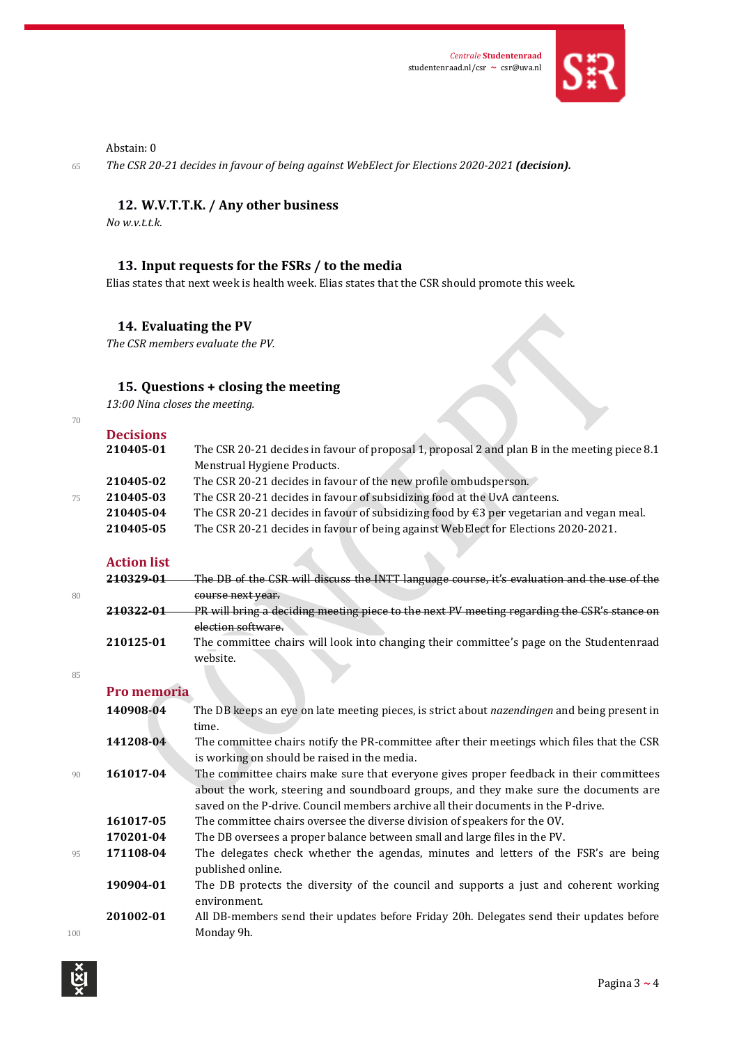Abstain: 0

*The CSR 20-21 decides in favour of being against WebElect for Elections 2020-2021* ***(decision).***

## 12. W.V.T.T.K. / Any other business

*No w.v.t.t.k.*

## 13. Input requests for the FSRs / to the media

Elias states that next week is health week. Elias states that the CSR should promote this week.

## 14. Evaluating the PV

*The CSR members evaluate the PV.*

## 15. Questions + closing the meeting

*13:00 Nina closes the meeting.*

### Decisions

| | |
|---|---|
| **210405-01** | The CSR 20-21 decides in favour of proposal 1, proposal 2 and plan B in the meeting piece 8.1 Menstrual Hygiene Products. |
| **210405-02** | The CSR 20-21 decides in favour of the new profile ombudsperson. |
| **210405-03** | The CSR 20-21 decides in favour of subsidizing food at the UvA canteens. |
| **210405-04** | The CSR 20-21 decides in favour of subsidizing food by €3 per vegetarian and vegan meal. |
| **210405-05** | The CSR 20-21 decides in favour of being against WebElect for Elections 2020-2021. |

### Action list

| | |
|---|---|
| ~~**210329-01**~~ | ~~The DB of the CSR will discuss the INTT language course, it's evaluation and the use of the course next year.~~ |
| ~~**210322-01**~~ | ~~PR will bring a deciding meeting piece to the next PV meeting regarding the CSR's stance on election software.~~ |
| **210125-01** | The committee chairs will look into changing their committee's page on the Studentenraad website. |

### Pro memoria

| | |
|---|---|
| **140908-04** | The DB keeps an eye on late meeting pieces, is strict about *nazendingen* and being present in time. |
| **141208-04** | The committee chairs notify the PR-committee after their meetings which files that the CSR is working on should be raised in the media. |
| **161017-04** | The committee chairs make sure that everyone gives proper feedback in their committees about the work, steering and soundboard groups, and they make sure the documents are saved on the P-drive. Council members archive all their documents in the P-drive. |
| **161017-05** | The committee chairs oversee the diverse division of speakers for the OV. |
| **170201-04** | The DB oversees a proper balance between small and large files in the PV. |
| **171108-04** | The delegates check whether the agendas, minutes and letters of the FSR's are being published online. |
| **190904-01** | The DB protects the diversity of the council and supports a just and coherent working environment. |
| **201002-01** | All DB-members send their updates before Friday 20h. Delegates send their updates before Monday 9h. |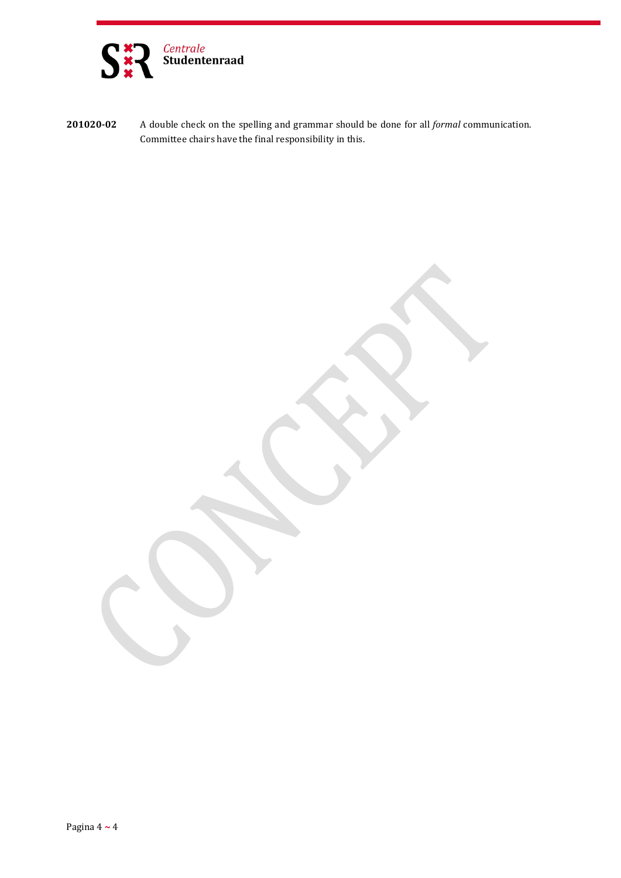**201020-02** A double check on the spelling and grammar should be done for all *formal* communication. Committee chairs have the final responsibility in this.